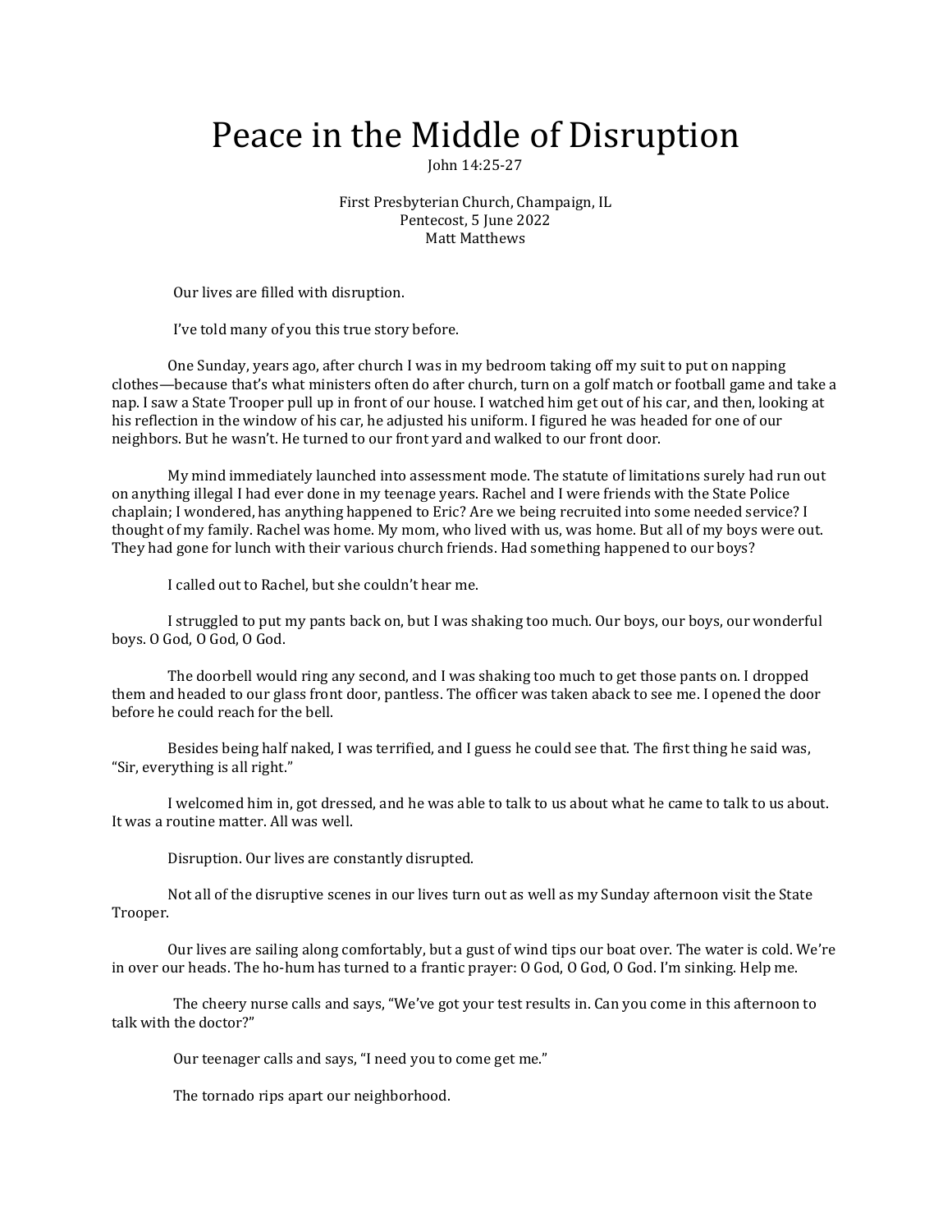# Peace in the Middle of Disruption

John 14:25-27

First Presbyterian Church, Champaign, IL
Pentecost, 5 June 2022
Matt Matthews

Our lives are filled with disruption.

I've told many of you this true story before.

One Sunday, years ago, after church I was in my bedroom taking off my suit to put on napping clothes—because that's what ministers often do after church, turn on a golf match or football game and take a nap. I saw a State Trooper pull up in front of our house. I watched him get out of his car, and then, looking at his reflection in the window of his car, he adjusted his uniform. I figured he was headed for one of our neighbors. But he wasn't. He turned to our front yard and walked to our front door.

My mind immediately launched into assessment mode. The statute of limitations surely had run out on anything illegal I had ever done in my teenage years. Rachel and I were friends with the State Police chaplain; I wondered, has anything happened to Eric? Are we being recruited into some needed service? I thought of my family. Rachel was home. My mom, who lived with us, was home. But all of my boys were out. They had gone for lunch with their various church friends. Had something happened to our boys?

I called out to Rachel, but she couldn't hear me.

I struggled to put my pants back on, but I was shaking too much. Our boys, our boys, our wonderful boys. O God, O God, O God.

The doorbell would ring any second, and I was shaking too much to get those pants on. I dropped them and headed to our glass front door, pantless. The officer was taken aback to see me. I opened the door before he could reach for the bell.

Besides being half naked, I was terrified, and I guess he could see that. The first thing he said was, "Sir, everything is all right."

I welcomed him in, got dressed, and he was able to talk to us about what he came to talk to us about. It was a routine matter. All was well.

Disruption. Our lives are constantly disrupted.

Not all of the disruptive scenes in our lives turn out as well as my Sunday afternoon visit the State Trooper.

Our lives are sailing along comfortably, but a gust of wind tips our boat over. The water is cold. We're in over our heads. The ho-hum has turned to a frantic prayer: O God, O God, O God. I'm sinking. Help me.

The cheery nurse calls and says, "We've got your test results in. Can you come in this afternoon to talk with the doctor?"

Our teenager calls and says, "I need you to come get me."

The tornado rips apart our neighborhood.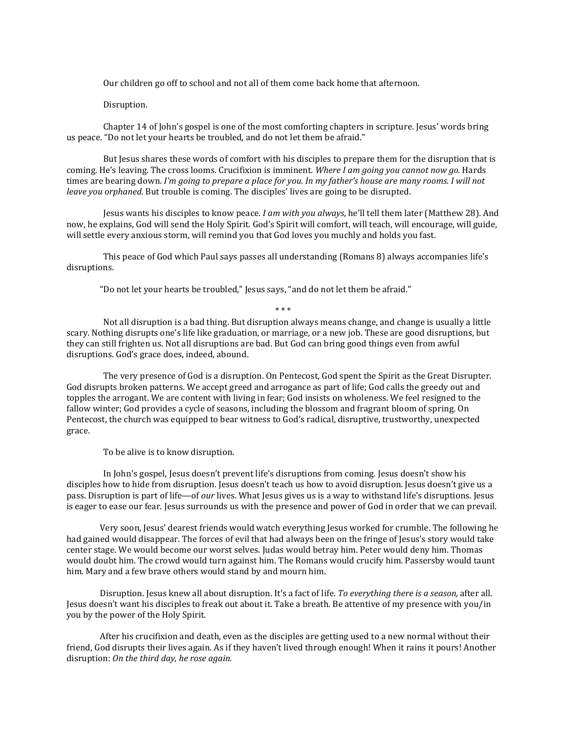Our children go off to school and not all of them come back home that afternoon.

Disruption.

Chapter 14 of John's gospel is one of the most comforting chapters in scripture. Jesus' words bring us peace. "Do not let your hearts be troubled, and do not let them be afraid."

But Jesus shares these words of comfort with his disciples to prepare them for the disruption that is coming. He's leaving. The cross looms. Crucifixion is imminent. *Where I am going you cannot now go.* Hards times are bearing down. *I'm going to prepare a place for you. In my father's house are many rooms. I will not leave you orphaned.* But trouble is coming. The disciples' lives are going to be disrupted.

Jesus wants his disciples to know peace. *I am with you always*, he'll tell them later (Matthew 28). And now, he explains, God will send the Holy Spirit. God's Spirit will comfort, will teach, will encourage, will guide, will settle every anxious storm, will remind you that God loves you muchly and holds you fast.

This peace of God which Paul says passes all understanding (Romans 8) always accompanies life's disruptions.

"Do not let your hearts be troubled," Jesus says, "and do not let them be afraid."

\* \* \*

Not all disruption is a bad thing. But disruption always means change, and change is usually a little scary. Nothing disrupts one's life like graduation, or marriage, or a new job. These are good disruptions, but they can still frighten us. Not all disruptions are bad. But God can bring good things even from awful disruptions. God's grace does, indeed, abound.

The very presence of God is a disruption. On Pentecost, God spent the Spirit as the Great Disrupter. God disrupts broken patterns. We accept greed and arrogance as part of life; God calls the greedy out and topples the arrogant. We are content with living in fear; God insists on wholeness. We feel resigned to the fallow winter; God provides a cycle of seasons, including the blossom and fragrant bloom of spring. On Pentecost, the church was equipped to bear witness to God's radical, disruptive, trustworthy, unexpected grace.

To be alive is to know disruption.

In John's gospel, Jesus doesn't prevent life's disruptions from coming. Jesus doesn't show his disciples how to hide from disruption. Jesus doesn't teach us how to avoid disruption. Jesus doesn't give us a pass. Disruption is part of life—of *our* lives. What Jesus gives us is a way to withstand life's disruptions. Jesus is eager to ease our fear. Jesus surrounds us with the presence and power of God in order that we can prevail.

Very soon, Jesus' dearest friends would watch everything Jesus worked for crumble. The following he had gained would disappear. The forces of evil that had always been on the fringe of Jesus's story would take center stage. We would become our worst selves. Judas would betray him. Peter would deny him. Thomas would doubt him. The crowd would turn against him. The Romans would crucify him. Passersby would taunt him. Mary and a few brave others would stand by and mourn him.

Disruption. Jesus knew all about disruption. It's a fact of life. *To everything there is a season,* after all. Jesus doesn't want his disciples to freak out about it. Take a breath. Be attentive of my presence with you/in you by the power of the Holy Spirit.

After his crucifixion and death, even as the disciples are getting used to a new normal without their friend, God disrupts their lives again. As if they haven't lived through enough! When it rains it pours! Another disruption: *On the third day, he rose again.*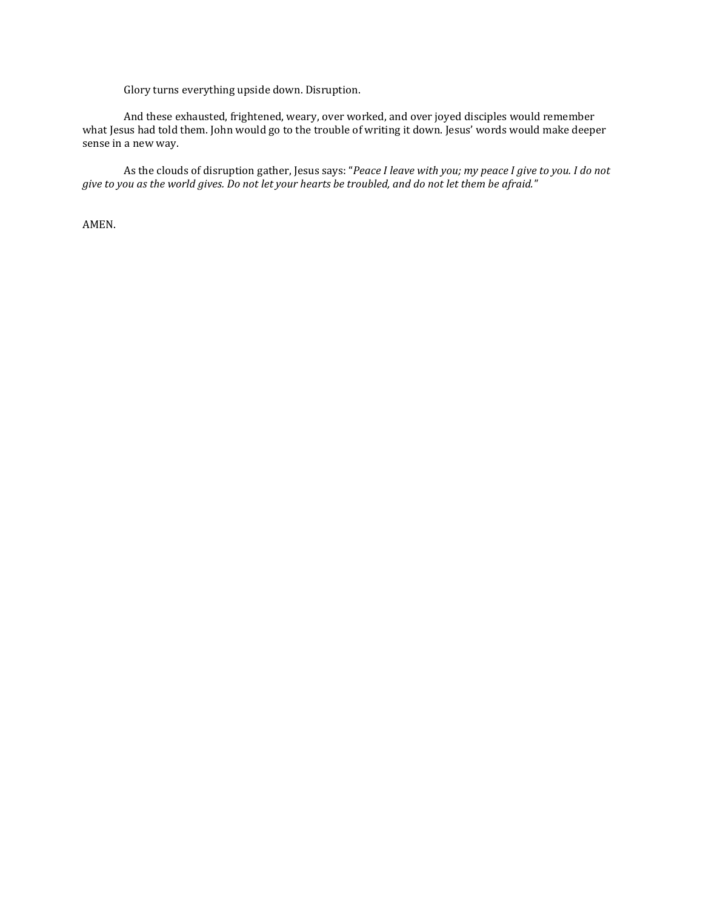Glory turns everything upside down. Disruption.

And these exhausted, frightened, weary, over worked, and over joyed disciples would remember what Jesus had told them. John would go to the trouble of writing it down. Jesus' words would make deeper sense in a new way.

As the clouds of disruption gather, Jesus says: "*Peace I leave with you; my peace I give to you. I do not give to you as the world gives. Do not let your hearts be troubled, and do not let them be afraid.*"

AMEN.